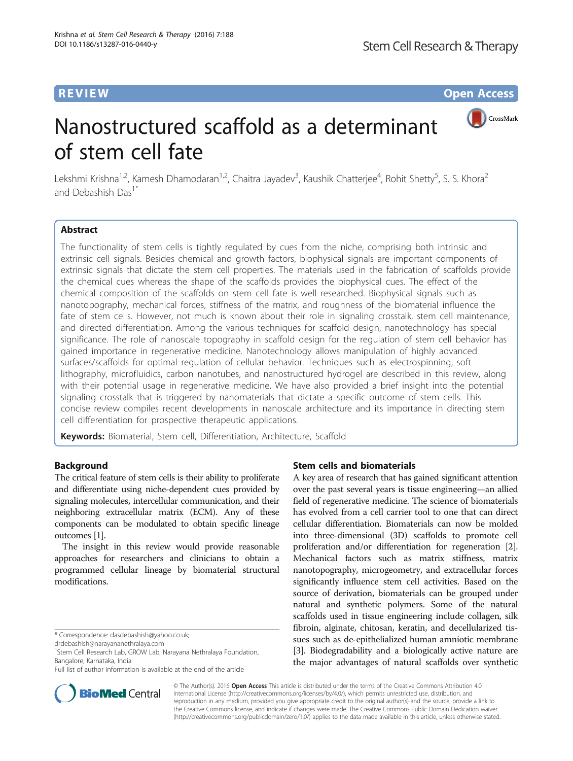REVIEW Open Access

# Nanostructured scaffold as a determinant of stem cell fate

Lekshmi Krishna[1,2], Kamesh Dhamodaran[1,2], Chaitra Jayadev[3], Kaushik Chatterjee[4], Rohit Shetty[5], S. S. Khora[2] and Debashish Das[1*]

## Abstract

The functionality of stem cells is tightly regulated by cues from the niche, comprising both intrinsic and extrinsic cell signals. Besides chemical and growth factors, biophysical signals are important components of extrinsic signals that dictate the stem cell properties. The materials used in the fabrication of scaffolds provide the chemical cues whereas the shape of the scaffolds provides the biophysical cues. The effect of the chemical composition of the scaffolds on stem cell fate is well researched. Biophysical signals such as nanotopography, mechanical forces, stiffness of the matrix, and roughness of the biomaterial influence the fate of stem cells. However, not much is known about their role in signaling crosstalk, stem cell maintenance, and directed differentiation. Among the various techniques for scaffold design, nanotechnology has special significance. The role of nanoscale topography in scaffold design for the regulation of stem cell behavior has gained importance in regenerative medicine. Nanotechnology allows manipulation of highly advanced surfaces/scaffolds for optimal regulation of cellular behavior. Techniques such as electrospinning, soft lithography, microfluidics, carbon nanotubes, and nanostructured hydrogel are described in this review, along with their potential usage in regenerative medicine. We have also provided a brief insight into the potential signaling crosstalk that is triggered by nanomaterials that dictate a specific outcome of stem cells. This concise review compiles recent developments in nanoscale architecture and its importance in directing stem cell differentiation for prospective therapeutic applications.

**Keywords:** Biomaterial, Stem cell, Differentiation, Architecture, Scaffold

## Background

The critical feature of stem cells is their ability to proliferate and differentiate using niche-dependent cues provided by signaling molecules, intercellular communication, and their neighboring extracellular matrix (ECM). Any of these components can be modulated to obtain specific lineage outcomes [1].

The insight in this review would provide reasonable approaches for researchers and clinicians to obtain a programmed cellular lineage by biomaterial structural modifications.

## Stem cells and biomaterials

A key area of research that has gained significant attention over the past several years is tissue engineering—an allied field of regenerative medicine. The science of biomaterials has evolved from a cell carrier tool to one that can direct cellular differentiation. Biomaterials can now be molded into three-dimensional (3D) scaffolds to promote cell proliferation and/or differentiation for regeneration [2]. Mechanical factors such as matrix stiffness, matrix nanotopography, microgeometry, and extracellular forces significantly influence stem cell activities. Based on the source of derivation, biomaterials can be grouped under natural and synthetic polymers. Some of the natural scaffolds used in tissue engineering include collagen, silk fibroin, alginate, chitosan, keratin, and decellularized tissues such as de-epithelialized human amniotic membrane [3]. Biodegradability and a biologically active nature are the major advantages of natural scaffolds over synthetic

\* Correspondence: dasdebashish@yahoo.co.uk; drdebashish@narayananethralaya.com
[1]Stem Cell Research Lab, GROW Lab, Narayana Nethralaya Foundation, Bangalore, Karnataka, India
Full list of author information is available at the end of the article

© The Author(s). 2016 **Open Access** This article is distributed under the terms of the Creative Commons Attribution 4.0 International License (http://creativecommons.org/licenses/by/4.0/), which permits unrestricted use, distribution, and reproduction in any medium, provided you give appropriate credit to the original author(s) and the source, provide a link to the Creative Commons license, and indicate if changes were made. The Creative Commons Public Domain Dedication waiver (http://creativecommons.org/publicdomain/zero/1.0/) applies to the data made available in this article, unless otherwise stated.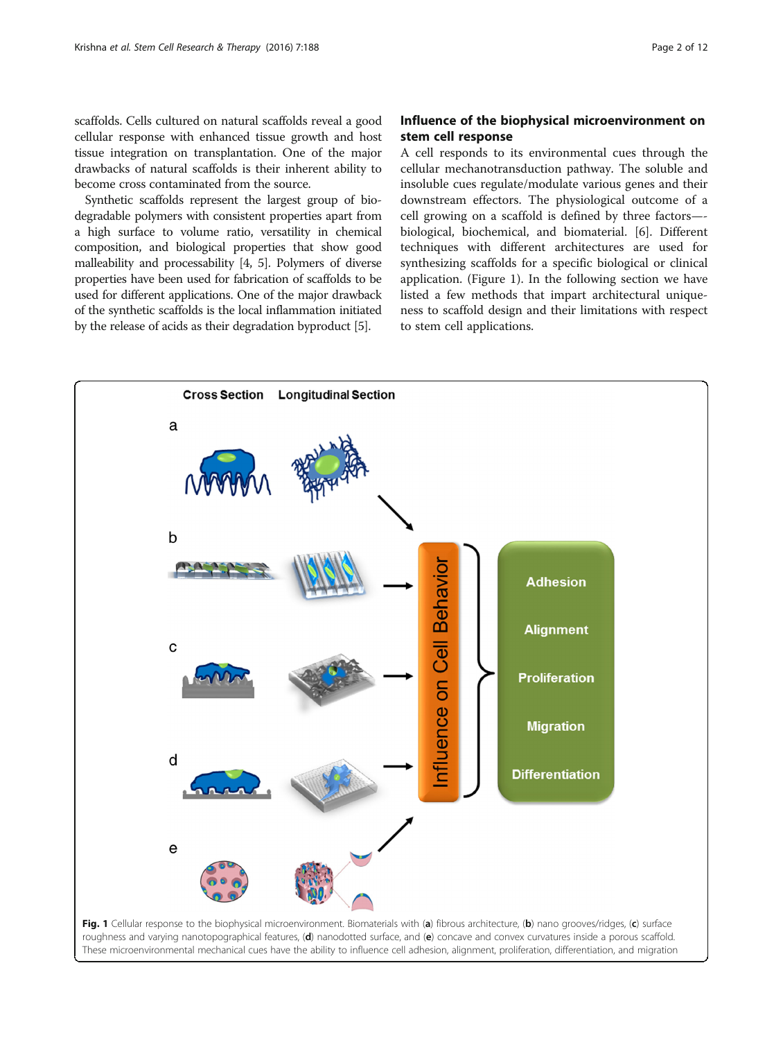scaffolds. Cells cultured on natural scaffolds reveal a good cellular response with enhanced tissue growth and host tissue integration on transplantation. One of the major drawbacks of natural scaffolds is their inherent ability to become cross contaminated from the source.

Synthetic scaffolds represent the largest group of biodegradable polymers with consistent properties apart from a high surface to volume ratio, versatility in chemical composition, and biological properties that show good malleability and processability [4, 5]. Polymers of diverse properties have been used for fabrication of scaffolds to be used for different applications. One of the major drawback of the synthetic scaffolds is the local inflammation initiated by the release of acids as their degradation byproduct [5].

## Influence of the biophysical microenvironment on stem cell response

A cell responds to its environmental cues through the cellular mechanotransduction pathway. The soluble and insoluble cues regulate/modulate various genes and their downstream effectors. The physiological outcome of a cell growing on a scaffold is defined by three factors—biological, biochemical, and biomaterial. [6]. Different techniques with different architectures are used for synthesizing scaffolds for a specific biological or clinical application. (Figure 1). In the following section we have listed a few methods that impart architectural uniqueness to scaffold design and their limitations with respect to stem cell applications.

**Fig. 1** Cellular response to the biophysical microenvironment. Biomaterials with (**a**) fibrous architecture, (**b**) nano grooves/ridges, (**c**) surface roughness and varying nanotopographical features, (**d**) nanodotted surface, and (**e**) concave and convex curvatures inside a porous scaffold. These microenvironmental mechanical cues have the ability to influence cell adhesion, alignment, proliferation, differentiation, and migration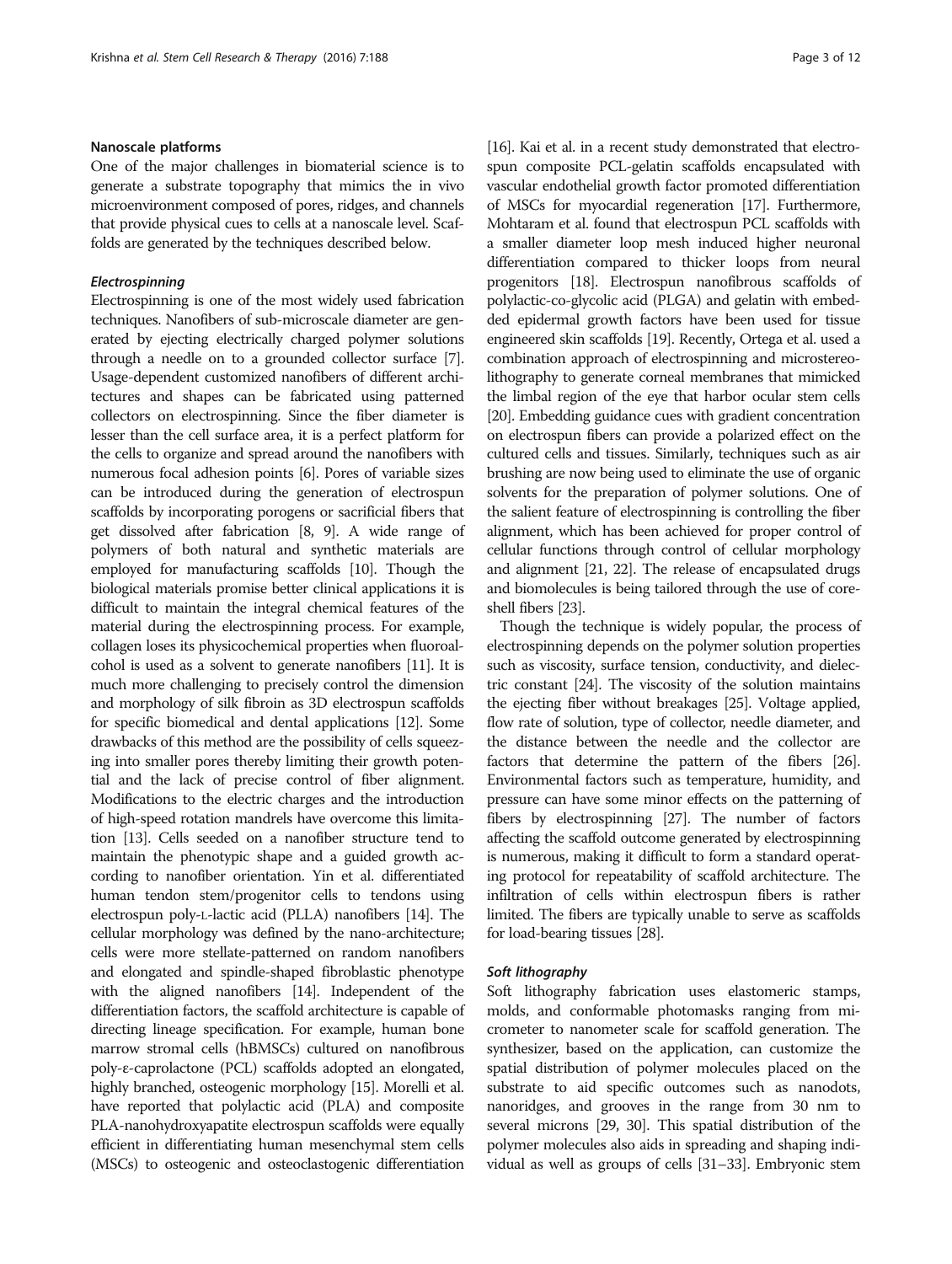## Nanoscale platforms

One of the major challenges in biomaterial science is to generate a substrate topography that mimics the in vivo microenvironment composed of pores, ridges, and channels that provide physical cues to cells at a nanoscale level. Scaffolds are generated by the techniques described below.

### *Electrospinning*

Electrospinning is one of the most widely used fabrication techniques. Nanofibers of sub-microscale diameter are generated by ejecting electrically charged polymer solutions through a needle on to a grounded collector surface [7]. Usage-dependent customized nanofibers of different architectures and shapes can be fabricated using patterned collectors on electrospinning. Since the fiber diameter is lesser than the cell surface area, it is a perfect platform for the cells to organize and spread around the nanofibers with numerous focal adhesion points [6]. Pores of variable sizes can be introduced during the generation of electrospun scaffolds by incorporating porogens or sacrificial fibers that get dissolved after fabrication [8, 9]. A wide range of polymers of both natural and synthetic materials are employed for manufacturing scaffolds [10]. Though the biological materials promise better clinical applications it is difficult to maintain the integral chemical features of the material during the electrospinning process. For example, collagen loses its physicochemical properties when fluoroalcohol is used as a solvent to generate nanofibers [11]. It is much more challenging to precisely control the dimension and morphology of silk fibroin as 3D electrospun scaffolds for specific biomedical and dental applications [12]. Some drawbacks of this method are the possibility of cells squeezing into smaller pores thereby limiting their growth potential and the lack of precise control of fiber alignment. Modifications to the electric charges and the introduction of high-speed rotation mandrels have overcome this limitation [13]. Cells seeded on a nanofiber structure tend to maintain the phenotypic shape and a guided growth according to nanofiber orientation. Yin et al. differentiated human tendon stem/progenitor cells to tendons using electrospun poly-L-lactic acid (PLLA) nanofibers [14]. The cellular morphology was defined by the nano-architecture; cells were more stellate-patterned on random nanofibers and elongated and spindle-shaped fibroblastic phenotype with the aligned nanofibers [14]. Independent of the differentiation factors, the scaffold architecture is capable of directing lineage specification. For example, human bone marrow stromal cells (hBMSCs) cultured on nanofibrous poly-ε-caprolactone (PCL) scaffolds adopted an elongated, highly branched, osteogenic morphology [15]. Morelli et al. have reported that polylactic acid (PLA) and composite PLA-nanohydroxyapatite electrospun scaffolds were equally efficient in differentiating human mesenchymal stem cells (MSCs) to osteogenic and osteoclastogenic differentiation [16]. Kai et al. in a recent study demonstrated that electrospun composite PCL-gelatin scaffolds encapsulated with vascular endothelial growth factor promoted differentiation of MSCs for myocardial regeneration [17]. Furthermore, Mohtaram et al. found that electrospun PCL scaffolds with a smaller diameter loop mesh induced higher neuronal differentiation compared to thicker loops from neural progenitors [18]. Electrospun nanofibrous scaffolds of polylactic-co-glycolic acid (PLGA) and gelatin with embedded epidermal growth factors have been used for tissue engineered skin scaffolds [19]. Recently, Ortega et al. used a combination approach of electrospinning and microstereolithography to generate corneal membranes that mimicked the limbal region of the eye that harbor ocular stem cells [20]. Embedding guidance cues with gradient concentration on electrospun fibers can provide a polarized effect on the cultured cells and tissues. Similarly, techniques such as air brushing are now being used to eliminate the use of organic solvents for the preparation of polymer solutions. One of the salient feature of electrospinning is controlling the fiber alignment, which has been achieved for proper control of cellular functions through control of cellular morphology and alignment [21, 22]. The release of encapsulated drugs and biomolecules is being tailored through the use of core-shell fibers [23].

Though the technique is widely popular, the process of electrospinning depends on the polymer solution properties such as viscosity, surface tension, conductivity, and dielectric constant [24]. The viscosity of the solution maintains the ejecting fiber without breakages [25]. Voltage applied, flow rate of solution, type of collector, needle diameter, and the distance between the needle and the collector are factors that determine the pattern of the fibers [26]. Environmental factors such as temperature, humidity, and pressure can have some minor effects on the patterning of fibers by electrospinning [27]. The number of factors affecting the scaffold outcome generated by electrospinning is numerous, making it difficult to form a standard operating protocol for repeatability of scaffold architecture. The infiltration of cells within electrospun fibers is rather limited. The fibers are typically unable to serve as scaffolds for load-bearing tissues [28].

### *Soft lithography*

Soft lithography fabrication uses elastomeric stamps, molds, and conformable photomasks ranging from micrometer to nanometer scale for scaffold generation. The synthesizer, based on the application, can customize the spatial distribution of polymer molecules placed on the substrate to aid specific outcomes such as nanodots, nanoridges, and grooves in the range from 30 nm to several microns [29, 30]. This spatial distribution of the polymer molecules also aids in spreading and shaping individual as well as groups of cells [31–33]. Embryonic stem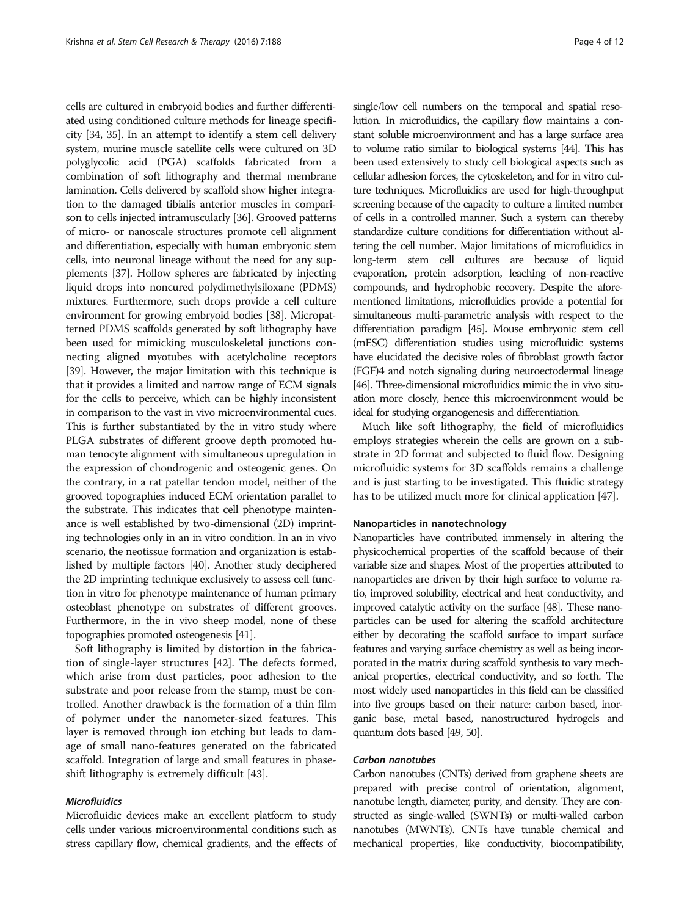cells are cultured in embryoid bodies and further differentiated using conditioned culture methods for lineage specificity [34, 35]. In an attempt to identify a stem cell delivery system, murine muscle satellite cells were cultured on 3D polyglycolic acid (PGA) scaffolds fabricated from a combination of soft lithography and thermal membrane lamination. Cells delivered by scaffold show higher integration to the damaged tibialis anterior muscles in comparison to cells injected intramuscularly [36]. Grooved patterns of micro- or nanoscale structures promote cell alignment and differentiation, especially with human embryonic stem cells, into neuronal lineage without the need for any supplements [37]. Hollow spheres are fabricated by injecting liquid drops into noncured polydimethylsiloxane (PDMS) mixtures. Furthermore, such drops provide a cell culture environment for growing embryoid bodies [38]. Micropatterned PDMS scaffolds generated by soft lithography have been used for mimicking musculoskeletal junctions connecting aligned myotubes with acetylcholine receptors [39]. However, the major limitation with this technique is that it provides a limited and narrow range of ECM signals for the cells to perceive, which can be highly inconsistent in comparison to the vast in vivo microenvironmental cues. This is further substantiated by the in vitro study where PLGA substrates of different groove depth promoted human tenocyte alignment with simultaneous upregulation in the expression of chondrogenic and osteogenic genes. On the contrary, in a rat patellar tendon model, neither of the grooved topographies induced ECM orientation parallel to the substrate. This indicates that cell phenotype maintenance is well established by two-dimensional (2D) imprinting technologies only in an in vitro condition. In an in vivo scenario, the neotissue formation and organization is established by multiple factors [40]. Another study deciphered the 2D imprinting technique exclusively to assess cell function in vitro for phenotype maintenance of human primary osteoblast phenotype on substrates of different grooves. Furthermore, in the in vivo sheep model, none of these topographies promoted osteogenesis [41].

Soft lithography is limited by distortion in the fabrication of single-layer structures [42]. The defects formed, which arise from dust particles, poor adhesion to the substrate and poor release from the stamp, must be controlled. Another drawback is the formation of a thin film of polymer under the nanometer-sized features. This layer is removed through ion etching but leads to damage of small nano-features generated on the fabricated scaffold. Integration of large and small features in phase-shift lithography is extremely difficult [43].

#### *Microfluidics*

Microfluidic devices make an excellent platform to study cells under various microenvironmental conditions such as stress capillary flow, chemical gradients, and the effects of single/low cell numbers on the temporal and spatial resolution. In microfluidics, the capillary flow maintains a constant soluble microenvironment and has a large surface area to volume ratio similar to biological systems [44]. This has been used extensively to study cell biological aspects such as cellular adhesion forces, the cytoskeleton, and for in vitro culture techniques. Microfluidics are used for high-throughput screening because of the capacity to culture a limited number of cells in a controlled manner. Such a system can thereby standardize culture conditions for differentiation without altering the cell number. Major limitations of microfluidics in long-term stem cell cultures are because of liquid evaporation, protein adsorption, leaching of non-reactive compounds, and hydrophobic recovery. Despite the aforementioned limitations, microfluidics provide a potential for simultaneous multi-parametric analysis with respect to the differentiation paradigm [45]. Mouse embryonic stem cell (mESC) differentiation studies using microfluidic systems have elucidated the decisive roles of fibroblast growth factor (FGF)4 and notch signaling during neuroectodermal lineage [46]. Three-dimensional microfluidics mimic the in vivo situation more closely, hence this microenvironment would be ideal for studying organogenesis and differentiation.

Much like soft lithography, the field of microfluidics employs strategies wherein the cells are grown on a substrate in 2D format and subjected to fluid flow. Designing microfluidic systems for 3D scaffolds remains a challenge and is just starting to be investigated. This fluidic strategy has to be utilized much more for clinical application [47].

### Nanoparticles in nanotechnology

Nanoparticles have contributed immensely in altering the physicochemical properties of the scaffold because of their variable size and shapes. Most of the properties attributed to nanoparticles are driven by their high surface to volume ratio, improved solubility, electrical and heat conductivity, and improved catalytic activity on the surface [48]. These nanoparticles can be used for altering the scaffold architecture either by decorating the scaffold surface to impart surface features and varying surface chemistry as well as being incorporated in the matrix during scaffold synthesis to vary mechanical properties, electrical conductivity, and so forth. The most widely used nanoparticles in this field can be classified into five groups based on their nature: carbon based, inorganic base, metal based, nanostructured hydrogels and quantum dots based [49, 50].

#### *Carbon nanotubes*

Carbon nanotubes (CNTs) derived from graphene sheets are prepared with precise control of orientation, alignment, nanotube length, diameter, purity, and density. They are constructed as single-walled (SWNTs) or multi-walled carbon nanotubes (MWNTs). CNTs have tunable chemical and mechanical properties, like conductivity, biocompatibility,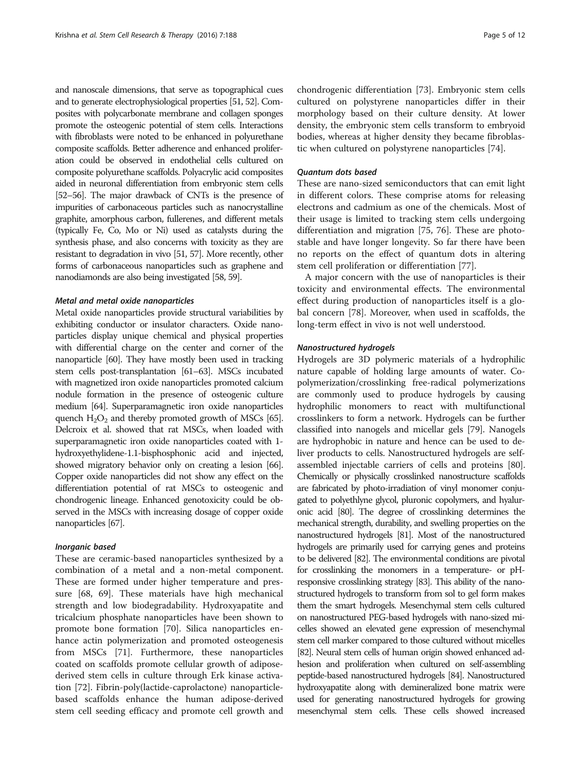and nanoscale dimensions, that serve as topographical cues and to generate electrophysiological properties [51, 52]. Composites with polycarbonate membrane and collagen sponges promote the osteogenic potential of stem cells. Interactions with fibroblasts were noted to be enhanced in polyurethane composite scaffolds. Better adherence and enhanced proliferation could be observed in endothelial cells cultured on composite polyurethane scaffolds. Polyacrylic acid composites aided in neuronal differentiation from embryonic stem cells [52–56]. The major drawback of CNTs is the presence of impurities of carbonaceous particles such as nanocrystalline graphite, amorphous carbon, fullerenes, and different metals (typically Fe, Co, Mo or Ni) used as catalysts during the synthesis phase, and also concerns with toxicity as they are resistant to degradation in vivo [51, 57]. More recently, other forms of carbonaceous nanoparticles such as graphene and nanodiamonds are also being investigated [58, 59].

#### *Metal and metal oxide nanoparticles*

Metal oxide nanoparticles provide structural variabilities by exhibiting conductor or insulator characters. Oxide nanoparticles display unique chemical and physical properties with differential charge on the center and corner of the nanoparticle [60]. They have mostly been used in tracking stem cells post-transplantation [61–63]. MSCs incubated with magnetized iron oxide nanoparticles promoted calcium nodule formation in the presence of osteogenic culture medium [64]. Superparamagnetic iron oxide nanoparticles quench $H_2O_2$ and thereby promoted growth of MSCs [65]. Delcroix et al. showed that rat MSCs, when loaded with superparamagnetic iron oxide nanoparticles coated with 1-hydroxyethylidene-1.1-bisphosphonic acid and injected, showed migratory behavior only on creating a lesion [66]. Copper oxide nanoparticles did not show any effect on the differentiation potential of rat MSCs to osteogenic and chondrogenic lineage. Enhanced genotoxicity could be observed in the MSCs with increasing dosage of copper oxide nanoparticles [67].

#### *Inorganic based*

These are ceramic-based nanoparticles synthesized by a combination of a metal and a non-metal component. These are formed under higher temperature and pressure [68, 69]. These materials have high mechanical strength and low biodegradability. Hydroxyapatite and tricalcium phosphate nanoparticles have been shown to promote bone formation [70]. Silica nanoparticles enhance actin polymerization and promoted osteogenesis from MSCs [71]. Furthermore, these nanoparticles coated on scaffolds promote cellular growth of adipose-derived stem cells in culture through Erk kinase activation [72]. Fibrin-poly(lactide-caprolactone) nanoparticle-based scaffolds enhance the human adipose-derived stem cell seeding efficacy and promote cell growth and chondrogenic differentiation [73]. Embryonic stem cells cultured on polystyrene nanoparticles differ in their morphology based on their culture density. At lower density, the embryonic stem cells transform to embryoid bodies, whereas at higher density they became fibroblastic when cultured on polystyrene nanoparticles [74].

#### *Quantum dots based*

These are nano-sized semiconductors that can emit light in different colors. These comprise atoms for releasing electrons and cadmium as one of the chemicals. Most of their usage is limited to tracking stem cells undergoing differentiation and migration [75, 76]. These are photostable and have longer longevity. So far there have been no reports on the effect of quantum dots in altering stem cell proliferation or differentiation [77].

A major concern with the use of nanoparticles is their toxicity and environmental effects. The environmental effect during production of nanoparticles itself is a global concern [78]. Moreover, when used in scaffolds, the long-term effect in vivo is not well understood.

#### *Nanostructured hydrogels*

Hydrogels are 3D polymeric materials of a hydrophilic nature capable of holding large amounts of water. Copolymerization/crosslinking free-radical polymerizations are commonly used to produce hydrogels by causing hydrophilic monomers to react with multifunctional crosslinkers to form a network. Hydrogels can be further classified into nanogels and micellar gels [79]. Nanogels are hydrophobic in nature and hence can be used to deliver products to cells. Nanostructured hydrogels are self-assembled injectable carriers of cells and proteins [80]. Chemically or physically crosslinked nanostructure scaffolds are fabricated by photo-irradiation of vinyl monomer conjugated to polyethlyne glycol, pluronic copolymers, and hyaluronic acid [80]. The degree of crosslinking determines the mechanical strength, durability, and swelling properties on the nanostructured hydrogels [81]. Most of the nanostructured hydrogels are primarily used for carrying genes and proteins to be delivered [82]. The environmental conditions are pivotal for crosslinking the monomers in a temperature- or pH-responsive crosslinking strategy [83]. This ability of the nanostructured hydrogels to transform from sol to gel form makes them the smart hydrogels. Mesenchymal stem cells cultured on nanostructured PEG-based hydrogels with nano-sized micelles showed an elevated gene expression of mesenchymal stem cell marker compared to those cultured without micelles [82]. Neural stem cells of human origin showed enhanced adhesion and proliferation when cultured on self-assembling peptide-based nanostructured hydrogels [84]. Nanostructured hydroxyapatite along with demineralized bone matrix were used for generating nanostructured hydrogels for growing mesenchymal stem cells. These cells showed increased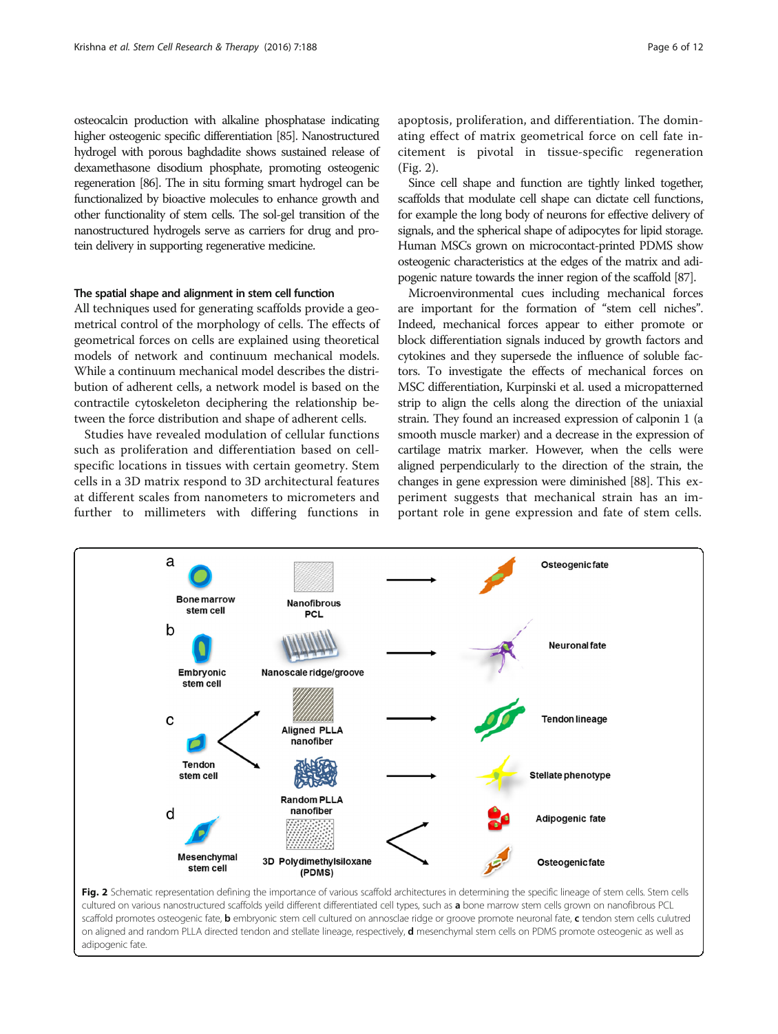osteocalcin production with alkaline phosphatase indicating higher osteogenic specific differentiation [85]. Nanostructured hydrogel with porous baghdadite shows sustained release of dexamethasone disodium phosphate, promoting osteogenic regeneration [86]. The in situ forming smart hydrogel can be functionalized by bioactive molecules to enhance growth and other functionality of stem cells. The sol-gel transition of the nanostructured hydrogels serve as carriers for drug and protein delivery in supporting regenerative medicine.

### The spatial shape and alignment in stem cell function

All techniques used for generating scaffolds provide a geometrical control of the morphology of cells. The effects of geometrical forces on cells are explained using theoretical models of network and continuum mechanical models. While a continuum mechanical model describes the distribution of adherent cells, a network model is based on the contractile cytoskeleton deciphering the relationship between the force distribution and shape of adherent cells.

Studies have revealed modulation of cellular functions such as proliferation and differentiation based on cell-specific locations in tissues with certain geometry. Stem cells in a 3D matrix respond to 3D architectural features at different scales from nanometers to micrometers and further to millimeters with differing functions in apoptosis, proliferation, and differentiation. The dominating effect of matrix geometrical force on cell fate incitement is pivotal in tissue-specific regeneration (Fig. 2).

Since cell shape and function are tightly linked together, scaffolds that modulate cell shape can dictate cell functions, for example the long body of neurons for effective delivery of signals, and the spherical shape of adipocytes for lipid storage. Human MSCs grown on microcontact-printed PDMS show osteogenic characteristics at the edges of the matrix and adipogenic nature towards the inner region of the scaffold [87].

Microenvironmental cues including mechanical forces are important for the formation of "stem cell niches". Indeed, mechanical forces appear to either promote or block differentiation signals induced by growth factors and cytokines and they supersede the influence of soluble factors. To investigate the effects of mechanical forces on MSC differentiation, Kurpinski et al. used a micropatterned strip to align the cells along the direction of the uniaxial strain. They found an increased expression of calponin 1 (a smooth muscle marker) and a decrease in the expression of cartilage matrix marker. However, when the cells were aligned perpendicularly to the direction of the strain, the changes in gene expression were diminished [88]. This experiment suggests that mechanical strain has an important role in gene expression and fate of stem cells.

**Fig. 2** Schematic representation defining the importance of various scaffold architectures in determining the specific lineage of stem cells. Stem cells cultured on various nanostructured scaffolds yeild different differentiated cell types, such as **a** bone marrow stem cells grown on nanofibrous PCL scaffold promotes osteogenic fate, **b** embryonic stem cell cultured on annoscale ridge or groove promote neuronal fate, **c** tendon stem cells culutred on aligned and random PLLA directed tendon and stellate lineage, respectively, **d** mesenchymal stem cells on PDMS promote osteogenic as well as adipogenic fate.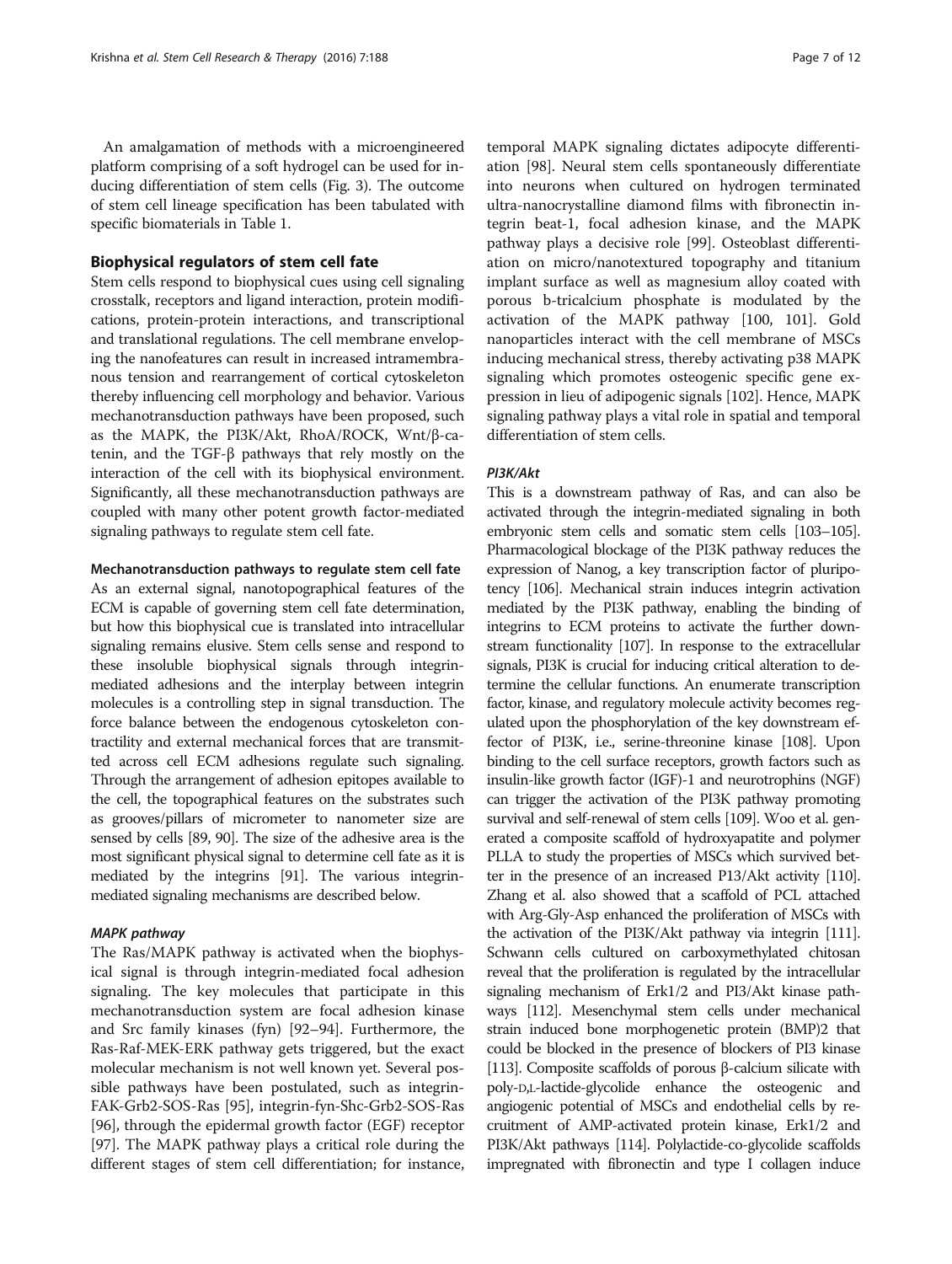An amalgamation of methods with a microengineered platform comprising of a soft hydrogel can be used for inducing differentiation of stem cells (Fig. 3). The outcome of stem cell lineage specification has been tabulated with specific biomaterials in Table 1.

## Biophysical regulators of stem cell fate

Stem cells respond to biophysical cues using cell signaling crosstalk, receptors and ligand interaction, protein modifications, protein-protein interactions, and transcriptional and translational regulations. The cell membrane enveloping the nanofeatures can result in increased intramembranous tension and rearrangement of cortical cytoskeleton thereby influencing cell morphology and behavior. Various mechanotransduction pathways have been proposed, such as the MAPK, the PI3K/Akt, RhoA/ROCK, Wnt/β-catenin, and the TGF-β pathways that rely mostly on the interaction of the cell with its biophysical environment. Significantly, all these mechanotransduction pathways are coupled with many other potent growth factor-mediated signaling pathways to regulate stem cell fate.

### Mechanotransduction pathways to regulate stem cell fate

As an external signal, nanotopographical features of the ECM is capable of governing stem cell fate determination, but how this biophysical cue is translated into intracellular signaling remains elusive. Stem cells sense and respond to these insoluble biophysical signals through integrin-mediated adhesions and the interplay between integrin molecules is a controlling step in signal transduction. The force balance between the endogenous cytoskeleton contractility and external mechanical forces that are transmitted across cell ECM adhesions regulate such signaling. Through the arrangement of adhesion epitopes available to the cell, the topographical features on the substrates such as grooves/pillars of micrometer to nanometer size are sensed by cells [89, 90]. The size of the adhesive area is the most significant physical signal to determine cell fate as it is mediated by the integrins [91]. The various integrin-mediated signaling mechanisms are described below.

#### *MAPK pathway*

The Ras/MAPK pathway is activated when the biophysical signal is through integrin-mediated focal adhesion signaling. The key molecules that participate in this mechanotransduction system are focal adhesion kinase and Src family kinases (fyn) [92–94]. Furthermore, the Ras-Raf-MEK-ERK pathway gets triggered, but the exact molecular mechanism is not well known yet. Several possible pathways have been postulated, such as integrin-FAK-Grb2-SOS-Ras [95], integrin-fyn-Shc-Grb2-SOS-Ras [96], through the epidermal growth factor (EGF) receptor [97]. The MAPK pathway plays a critical role during the different stages of stem cell differentiation; for instance, temporal MAPK signaling dictates adipocyte differentiation [98]. Neural stem cells spontaneously differentiate into neurons when cultured on hydrogen terminated ultra-nanocrystalline diamond films with fibronectin integrin beat-1, focal adhesion kinase, and the MAPK pathway plays a decisive role [99]. Osteoblast differentiation on micro/nanotextured topography and titanium implant surface as well as magnesium alloy coated with porous b-tricalcium phosphate is modulated by the activation of the MAPK pathway [100, 101]. Gold nanoparticles interact with the cell membrane of MSCs inducing mechanical stress, thereby activating p38 MAPK signaling which promotes osteogenic specific gene expression in lieu of adipogenic signals [102]. Hence, MAPK signaling pathway plays a vital role in spatial and temporal differentiation of stem cells.

#### *PI3K/Akt*

This is a downstream pathway of Ras, and can also be activated through the integrin-mediated signaling in both embryonic stem cells and somatic stem cells [103–105]. Pharmacological blockage of the PI3K pathway reduces the expression of Nanog, a key transcription factor of pluripotency [106]. Mechanical strain induces integrin activation mediated by the PI3K pathway, enabling the binding of integrins to ECM proteins to activate the further downstream functionality [107]. In response to the extracellular signals, PI3K is crucial for inducing critical alteration to determine the cellular functions. An enumerate transcription factor, kinase, and regulatory molecule activity becomes regulated upon the phosphorylation of the key downstream effector of PI3K, i.e., serine-threonine kinase [108]. Upon binding to the cell surface receptors, growth factors such as insulin-like growth factor (IGF)-1 and neurotrophins (NGF) can trigger the activation of the PI3K pathway promoting survival and self-renewal of stem cells [109]. Woo et al. generated a composite scaffold of hydroxyapatite and polymer PLLA to study the properties of MSCs which survived better in the presence of an increased P13/Akt activity [110]. Zhang et al. also showed that a scaffold of PCL attached with Arg-Gly-Asp enhanced the proliferation of MSCs with the activation of the PI3K/Akt pathway via integrin [111]. Schwann cells cultured on carboxymethylated chitosan reveal that the proliferation is regulated by the intracellular signaling mechanism of Erk1/2 and PI3/Akt kinase pathways [112]. Mesenchymal stem cells under mechanical strain induced bone morphogenetic protein (BMP)2 that could be blocked in the presence of blockers of PI3 kinase [113]. Composite scaffolds of porous β-calcium silicate with poly-D,L-lactide-glycolide enhance the osteogenic and angiogenic potential of MSCs and endothelial cells by recruitment of AMP-activated protein kinase, Erk1/2 and PI3K/Akt pathways [114]. Polylactide-co-glycolide scaffolds impregnated with fibronectin and type I collagen induce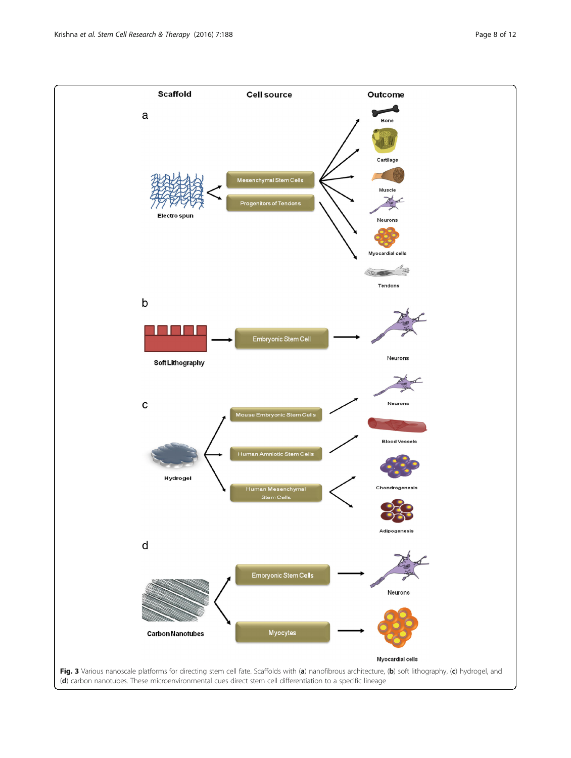**Fig. 3** Various nanoscale platforms for directing stem cell fate. Scaffolds with (**a**) nanofibrous architecture, (**b**) soft lithography, (**c**) hydrogel, and (**d**) carbon nanotubes. These microenvironmental cues direct stem cell differentiation to a specific lineage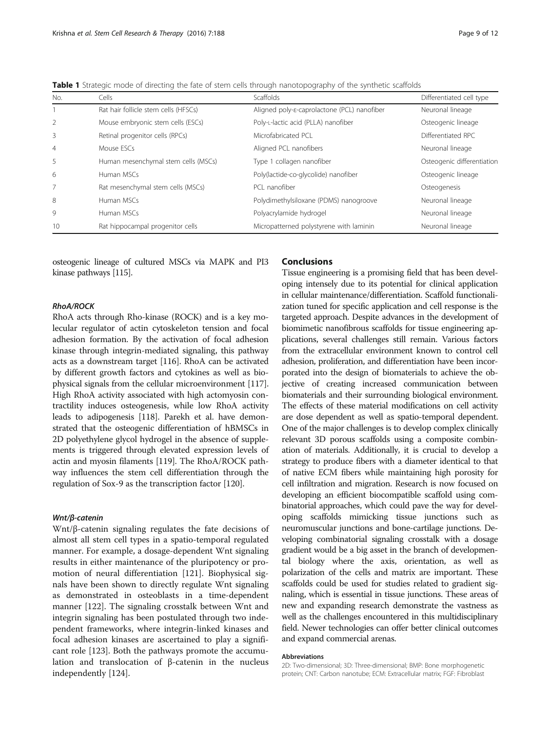**Table 1** Strategic mode of directing the fate of stem cells through nanotopography of the synthetic scaffolds

| No. | Cells | Scaffolds | Differentiated cell type |
| --- | --- | --- | --- |
| 1 | Rat hair follicle stem cells (HFSCs) | Aligned poly-ε-caprolactone (PCL) nanofiber | Neuronal lineage |
| 2 | Mouse embryonic stem cells (ESCs) | Poly-L-lactic acid (PLLA) nanofiber | Osteogenic lineage |
| 3 | Retinal progenitor cells (RPCs) | Microfabricated PCL | Differentiated RPC |
| 4 | Mouse ESCs | Aligned PCL nanofibers | Neuronal lineage |
| 5 | Human mesenchymal stem cells (MSCs) | Type 1 collagen nanofiber | Osteogenic differentiation |
| 6 | Human MSCs | Poly(lactide-co-glycolide) nanofiber | Osteogenic lineage |
| 7 | Rat mesenchymal stem cells (MSCs) | PCL nanofiber | Osteogenesis |
| 8 | Human MSCs | Polydimethylsiloxane (PDMS) nanogroove | Neuronal lineage |
| 9 | Human MSCs | Polyacrylamide hydrogel | Neuronal lineage |
| 10 | Rat hippocampal progenitor cells | Micropatterned polystyrene with laminin | Neuronal lineage |

osteogenic lineage of cultured MSCs via MAPK and PI3 kinase pathways [115].

#### *RhoA/ROCK*

RhoA acts through Rho-kinase (ROCK) and is a key molecular regulator of actin cytoskeleton tension and focal adhesion formation. By the activation of focal adhesion kinase through integrin-mediated signaling, this pathway acts as a downstream target [116]. RhoA can be activated by different growth factors and cytokines as well as biophysical signals from the cellular microenvironment [117]. High RhoA activity associated with high actomyosin contractility induces osteogenesis, while low RhoA activity leads to adipogenesis [118]. Parekh et al. have demonstrated that the osteogenic differentiation of hBMSCs in 2D polyethylene glycol hydrogel in the absence of supplements is triggered through elevated expression levels of actin and myosin filaments [119]. The RhoA/ROCK pathway influences the stem cell differentiation through the regulation of Sox-9 as the transcription factor [120].

#### *Wnt/β-catenin*

Wnt/β-catenin signaling regulates the fate decisions of almost all stem cell types in a spatio-temporal regulated manner. For example, a dosage-dependent Wnt signaling results in either maintenance of the pluripotency or promotion of neural differentiation [121]. Biophysical signals have been shown to directly regulate Wnt signaling as demonstrated in osteoblasts in a time-dependent manner [122]. The signaling crosstalk between Wnt and integrin signaling has been postulated through two independent frameworks, where integrin-linked kinases and focal adhesion kinases are ascertained to play a significant role [123]. Both the pathways promote the accumulation and translocation of β-catenin in the nucleus independently [124].

## Conclusions

Tissue engineering is a promising field that has been developing intensely due to its potential for clinical application in cellular maintenance/differentiation. Scaffold functionalization tuned for specific application and cell response is the targeted approach. Despite advances in the development of biomimetic nanofibrous scaffolds for tissue engineering applications, several challenges still remain. Various factors from the extracellular environment known to control cell adhesion, proliferation, and differentiation have been incorporated into the design of biomaterials to achieve the objective of creating increased communication between biomaterials and their surrounding biological environment. The effects of these material modifications on cell activity are dose dependent as well as spatio-temporal dependent. One of the major challenges is to develop complex clinically relevant 3D porous scaffolds using a composite combination of materials. Additionally, it is crucial to develop a strategy to produce fibers with a diameter identical to that of native ECM fibers while maintaining high porosity for cell infiltration and migration. Research is now focused on developing an efficient biocompatible scaffold using combinatorial approaches, which could pave the way for developing scaffolds mimicking tissue junctions such as neuromuscular junctions and bone-cartilage junctions. Developing combinatorial signaling crosstalk with a dosage gradient would be a big asset in the branch of developmental biology where the axis, orientation, as well as polarization of the cells and matrix are important. These scaffolds could be used for studies related to gradient signaling, which is essential in tissue junctions. These areas of new and expanding research demonstrate the vastness as well as the challenges encountered in this multidisciplinary field. Newer technologies can offer better clinical outcomes and expand commercial arenas.

#### Abbreviations

2D: Two-dimensional; 3D: Three-dimensional; BMP: Bone morphogenetic protein; CNT: Carbon nanotube; ECM: Extracellular matrix; FGF: Fibroblast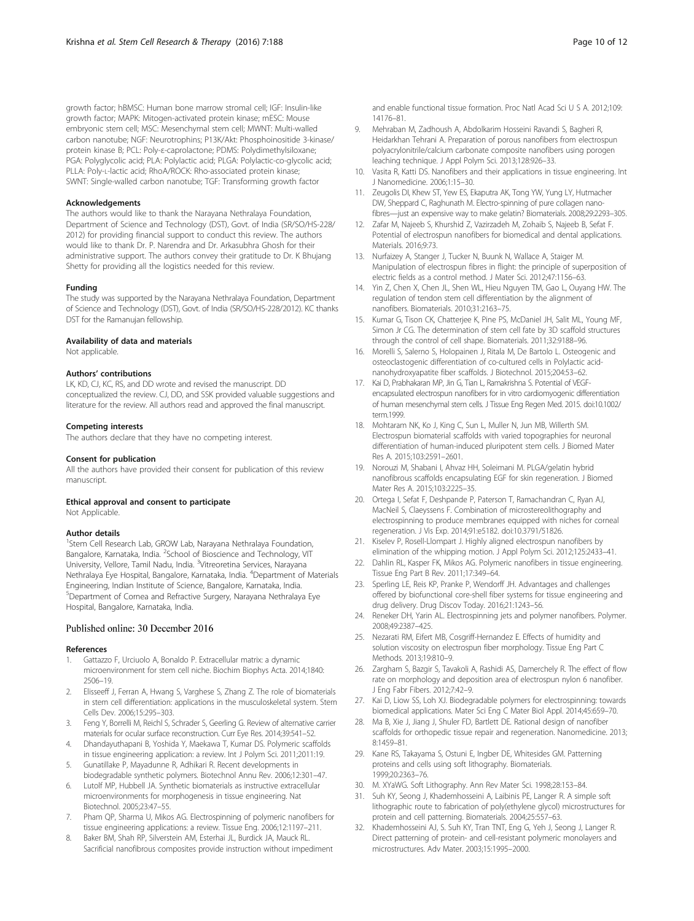growth factor; hBMSC: Human bone marrow stromal cell; IGF: Insulin-like growth factor; MAPK: Mitogen-activated protein kinase; mESC: Mouse embryonic stem cell; MSC: Mesenchymal stem cell; MWNT: Multi-walled carbon nanotube; NGF: Neurotrophins; PI3K/Akt: Phosphoinositide 3-kinase/ protein kinase B; PCL: Poly-ε-caprolactone; PDMS: Polydimethylsiloxane; PGA: Polyglycolic acid; PLA: Polylactic acid; PLGA: Polylactic-co-glycolic acid; PLLA: Poly-L-lactic acid; RhoA/ROCK: Rho-associated protein kinase; SWNT: Single-walled carbon nanotube; TGF: Transforming growth factor

#### Acknowledgements

The authors would like to thank the Narayana Nethralaya Foundation, Department of Science and Technology (DST), Govt. of India (SR/SO/HS-228/2012) for providing financial support to conduct this review. The authors would like to thank Dr. P. Narendra and Dr. Arkasubhra Ghosh for their administrative support. The authors convey their gratitude to Dr. K Bhujang Shetty for providing all the logistics needed for this review.

#### Funding

The study was supported by the Narayana Nethralaya Foundation, Department of Science and Technology (DST), Govt. of India (SR/SO/HS-228/2012). KC thanks DST for the Ramanujan fellowship.

#### Availability of data and materials

Not applicable.

#### Authors' contributions

LK, KD, CJ, KC, RS, and DD wrote and revised the manuscript. DD conceptualized the review. CJ, DD, and SSK provided valuable suggestions and literature for the review. All authors read and approved the final manuscript.

#### Competing interests

The authors declare that they have no competing interest.

#### Consent for publication

All the authors have provided their consent for publication of this review manuscript.

#### Ethical approval and consent to participate

Not Applicable.

#### Author details

[1]Stem Cell Research Lab, GROW Lab, Narayana Nethralaya Foundation, Bangalore, Karnataka, India. [2]School of Bioscience and Technology, VIT University, Vellore, Tamil Nadu, India. [3]Vitreoretina Services, Narayana Nethralaya Eye Hospital, Bangalore, Karnataka, India. [4]Department of Materials Engineering, Indian Institute of Science, Bangalore, Karnataka, India. [5]Department of Cornea and Refractive Surgery, Narayana Nethralaya Eye Hospital, Bangalore, Karnataka, India.

### Published online: 30 December 2016

#### References

1. Gattazzo F, Urciuolo A, Bonaldo P. Extracellular matrix: a dynamic microenvironment for stem cell niche. Biochim Biophys Acta. 2014;1840: 2506–19.
2. Elisseeff J, Ferran A, Hwang S, Varghese S, Zhang Z. The role of biomaterials in stem cell differentiation: applications in the musculoskeletal system. Stem Cells Dev. 2006;15:295–303.
3. Feng Y, Borrelli M, Reichl S, Schrader S, Geerling G. Review of alternative carrier materials for ocular surface reconstruction. Curr Eye Res. 2014;39:541–52.
4. Dhandayuthapani B, Yoshida Y, Maekawa T, Kumar DS. Polymeric scaffolds in tissue engineering application: a review. Int J Polym Sci. 2011;2011:19.
5. Gunatillake P, Mayadunne R, Adhikari R. Recent developments in biodegradable synthetic polymers. Biotechnol Annu Rev. 2006;12:301–47.
6. Lutolf MP, Hubbell JA. Synthetic biomaterials as instructive extracellular microenvironments for morphogenesis in tissue engineering. Nat Biotechnol. 2005;23:47–55.
7. Pham QP, Sharma U, Mikos AG. Electrospinning of polymeric nanofibers for tissue engineering applications: a review. Tissue Eng. 2006;12:1197–211.
8. Baker BM, Shah RP, Silverstein AM, Esterhai JL, Burdick JA, Mauck RL. Sacrificial nanofibrous composites provide instruction without impediment and enable functional tissue formation. Proc Natl Acad Sci U S A. 2012;109: 14176–81.
9. Mehraban M, Zadhoush A, Abdolkarim Hosseini Ravandi S, Bagheri R, Heidarkhan Tehrani A. Preparation of porous nanofibers from electrospun polyacrylonitrile/calcium carbonate composite nanofibers using porogen leaching technique. J Appl Polym Sci. 2013;128:926–33.
10. Vasita R, Katti DS. Nanofibers and their applications in tissue engineering. Int J Nanomedicine. 2006;1:15–30.
11. Zeugolis DI, Khew ST, Yew ES, Ekaputra AK, Tong YW, Yung LY, Hutmacher DW, Sheppard C, Raghunath M. Electro-spinning of pure collagen nano-fibres—just an expensive way to make gelatin? Biomaterials. 2008;29:2293–305.
12. Zafar M, Najeeb S, Khurshid Z, Vazirzadeh M, Zohaib S, Najeeb B, Sefat F. Potential of electrospun nanofibers for biomedical and dental applications. Materials. 2016;9:73.
13. Nurfaizey A, Stanger J, Tucker N, Buunk N, Wallace A, Staiger M. Manipulation of electrospun fibres in flight: the principle of superposition of electric fields as a control method. J Mater Sci. 2012;47:1156–63.
14. Yin Z, Chen X, Chen JL, Shen WL, Hieu Nguyen TM, Gao L, Ouyang HW. The regulation of tendon stem cell differentiation by the alignment of nanofibers. Biomaterials. 2010;31:2163–75.
15. Kumar G, Tison CK, Chatterjee K, Pine PS, McDaniel JH, Salit ML, Young MF, Simon Jr CG. The determination of stem cell fate by 3D scaffold structures through the control of cell shape. Biomaterials. 2011;32:9188–96.
16. Morelli S, Salerno S, Holopainen J, Ritala M, De Bartolo L. Osteogenic and osteoclastogenic differentiation of co-cultured cells in Polylactic acid-nanohydroxyapatite fiber scaffolds. J Biotechnol. 2015;204:53–62.
17. Kai D, Prabhakaran MP, Jin G, Tian L, Ramakrishna S. Potential of VEGF-encapsulated electrospun nanofibers for in vitro cardiomyogenic differentiation of human mesenchymal stem cells. J Tissue Eng Regen Med. 2015. doi:10.1002/term.1999.
18. Mohtaram NK, Ko J, King C, Sun L, Muller N, Jun MB, Willerth SM. Electrospun biomaterial scaffolds with varied topographies for neuronal differentiation of human-induced pluripotent stem cells. J Biomed Mater Res A. 2015;103:2591–2601.
19. Norouzi M, Shabani I, Ahvaz HH, Soleimani M. PLGA/gelatin hybrid nanofibrous scaffolds encapsulating EGF for skin regeneration. J Biomed Mater Res A. 2015;103:2225–35.
20. Ortega I, Sefat F, Deshpande P, Paterson T, Ramachandran C, Ryan AJ, MacNeil S, Claeyssens F. Combination of microstereolithography and electrospinning to produce membranes equipped with niches for corneal regeneration. J Vis Exp. 2014;91:e5182. doi:10.3791/51826.
21. Kiselev P, Rosell-Llompart J. Highly aligned electrospun nanofibers by elimination of the whipping motion. J Appl Polym Sci. 2012;125:2433–41.
22. Dahlin RL, Kasper FK, Mikos AG. Polymeric nanofibers in tissue engineering. Tissue Eng Part B Rev. 2011;17:349–64.
23. Sperling LE, Reis KP, Pranke P, Wendorff JH. Advantages and challenges offered by biofunctional core-shell fiber systems for tissue engineering and drug delivery. Drug Discov Today. 2016;21:1243–56.
24. Reneker DH, Yarin AL. Electrospinning jets and polymer nanofibers. Polymer. 2008;49:2387–425.
25. Nezarati RM, Eifert MB, Cosgriff-Hernandez E. Effects of humidity and solution viscosity on electrospun fiber morphology. Tissue Eng Part C Methods. 2013;19:810–9.
26. Zargham S, Bazgir S, Tavakoli A, Rashidi AS, Damerchely R. The effect of flow rate on morphology and deposition area of electrospun nylon 6 nanofiber. J Eng Fabr Fibers. 2012;7:42–9.
27. Kai D, Liow SS, Loh XJ. Biodegradable polymers for electrospinning: towards biomedical applications. Mater Sci Eng C Mater Biol Appl. 2014;45:659–70.
28. Ma B, Xie J, Jiang J, Shuler FD, Bartlett DE. Rational design of nanofiber scaffolds for orthopedic tissue repair and regeneration. Nanomedicine. 2013; 8:1459–81.
29. Kane RS, Takayama S, Ostuni E, Ingber DE, Whitesides GM. Patterning proteins and cells using soft lithography. Biomaterials. 1999;20:2363–76.
30. M. XYaWG. Soft Lithography. Ann Rev Mater Sci. 1998;28:153–84.
31. Suh KY, Seong J, Khademhosseini A, Laibinis PE, Langer R. A simple soft lithographic route to fabrication of poly(ethylene glycol) microstructures for protein and cell patterning. Biomaterials. 2004;25:557–63.
32. Khademhosseini AJ, S. Suh KY, Tran TNT, Eng G, Yeh J, Seong J, Langer R. Direct patterning of protein- and cell-resistant polymeric monolayers and microstructures. Adv Mater. 2003;15:1995–2000.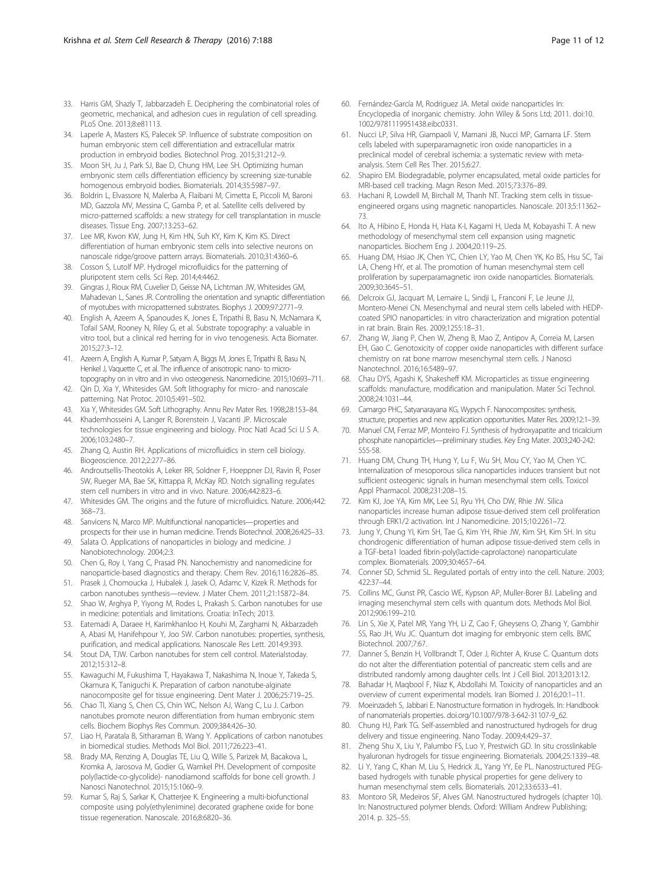33. Harris GM, Shazly T, Jabbarzadeh E. Deciphering the combinatorial roles of geometric, mechanical, and adhesion cues in regulation of cell spreading. PLoS One. 2013;8:e81113.
34. Laperle A, Masters KS, Palecek SP. Influence of substrate composition on human embryonic stem cell differentiation and extracellular matrix production in embryoid bodies. Biotechnol Prog. 2015;31:212–9.
35. Moon SH, Ju J, Park SJ, Bae D, Chung HM, Lee SH. Optimizing human embryonic stem cells differentiation efficiency by screening size-tunable homogenous embryoid bodies. Biomaterials. 2014;35:5987–97.
36. Boldrin L, Elvassore N, Malerba A, Flaibani M, Cimetta E, Piccoli M, Baroni MD, Gazzola MV, Messina C, Gamba P, et al. Satellite cells delivered by micro-patterned scaffolds: a new strategy for cell transplantation in muscle diseases. Tissue Eng. 2007;13:253–62.
37. Lee MR, Kwon KW, Jung H, Kim HN, Suh KY, Kim K, Kim KS. Direct differentiation of human embryonic stem cells into selective neurons on nanoscale ridge/groove pattern arrays. Biomaterials. 2010;31:4360–6.
38. Cosson S, Lutolf MP. Hydrogel microfluidics for the patterning of pluripotent stem cells. Sci Rep. 2014;4:4462.
39. Gingras J, Rioux RM, Cuvelier D, Geisse NA, Lichtman JW, Whitesides GM, Mahadevan L, Sanes JR. Controlling the orientation and synaptic differentiation of myotubes with micropatterned substrates. Biophys J. 2009;97:2771–9.
40. English A, Azeem A, Spanoudes K, Jones E, Tripathi B, Basu N, McNamara K, Tofail SAM, Rooney N, Riley G, et al. Substrate topography: a valuable in vitro tool, but a clinical red herring for in vivo tenogenesis. Acta Biomater. 2015;27:3–12.
41. Azeem A, English A, Kumar P, Satyam A, Biggs M, Jones E, Tripathi B, Basu N, Henkel J, Vaquette C, et al. The influence of anisotropic nano- to micro-topography on in vitro and in vivo osteogenesis. Nanomedicine. 2015;10:693–711.
42. Qin D, Xia Y, Whitesides GM. Soft lithography for micro- and nanoscale patterning. Nat Protoc. 2010;5:491–502.
43. Xia Y, Whitesides GM. Soft Lithography. Annu Rev Mater Res. 1998;28:153–84.
44. Khademhosseini A, Langer R, Borenstein J, Vacanti JP. Microscale technologies for tissue engineering and biology. Proc Natl Acad Sci U S A. 2006;103:2480–7.
45. Zhang Q, Austin RH. Applications of microfluidics in stem cell biology. Biogeoscience. 2012;2:277–86.
46. Androutsellis-Theotokis A, Leker RR, Soldner F, Hoeppner DJ, Ravin R, Poser SW, Rueger MA, Bae SK, Kittappa R, McKay RD. Notch signalling regulates stem cell numbers in vitro and in vivo. Nature. 2006;442:823–6.
47. Whitesides GM. The origins and the future of microfluidics. Nature. 2006;442: 368–73.
48. Sanvicens N, Marco MP. Multifunctional nanoparticles—properties and prospects for their use in human medicine. Trends Biotechnol. 2008;26:425–33.
49. Salata O. Applications of nanoparticles in biology and medicine. J Nanobiotechnology. 2004;2:3.
50. Chen G, Roy I, Yang C, Prasad PN. Nanochemistry and nanomedicine for nanoparticle-based diagnostics and therapy. Chem Rev. 2016;116:2826–85.
51. Prasek J, Chomoucka J, Hubalek J, Jasek O, Adamc V, Kizek R. Methods for carbon nanotubes synthesis—review. J Mater Chem. 2011;21:15872–84.
52. Shao W, Arghya P, Yiyong M, Rodes L, Prakash S. Carbon nanotubes for use in medicine: potentials and limitations. Croatia: InTech; 2013.
53. Eatemadi A, Daraee H, Karimkhanloo H, Kouhi M, Zarghami N, Akbarzadeh A, Abasi M, Hanifehpour Y, Joo SW. Carbon nanotubes: properties, synthesis, purification, and medical applications. Nanoscale Res Lett. 2014;9:393.
54. Stout DA, TJW. Carbon nanotubes for stem cell control. Materialstoday. 2012;15:312–8.
55. Kawaguchi M, Fukushima T, Hayakawa T, Nakashima N, Inoue Y, Takeda S, Okamura K, Taniguchi K. Preparation of carbon nanotube-alginate nanocomposite gel for tissue engineering. Dent Mater J. 2006;25:719–25.
56. Chao TI, Xiang S, Chen CS, Chin WC, Nelson AJ, Wang C, Lu J. Carbon nanotubes promote neuron differentiation from human embryonic stem cells. Biochem Biophys Res Commun. 2009;384:426–30.
57. Liao H, Paratala B, Sitharaman B, Wang Y. Applications of carbon nanotubes in biomedical studies. Methods Mol Biol. 2011;726:223–41.
58. Brady MA, Renzing A, Douglas TE, Liu Q, Wille S, Parizek M, Bacakova L, Kromka A, Jarosova M, Godier G, Warnke PH. Development of composite poly(lactide-co-glycolide)- nanodiamond scaffolds for bone cell growth. J Nanosci Nanotechnol. 2015;15:1060–9.
59. Kumar S, Raj S, Sarkar K, Chatterjee K. Engineering a multi-biofunctional composite using poly(ethylenimine) decorated graphene oxide for bone tissue regeneration. Nanoscale. 2016;8:6820–36.
60. Fernández-García M, Rodriguez JA. Metal oxide nanoparticles In: Encyclopedia of inorganic chemistry. John Wiley & Sons Ltd; 2011. doi:10. 1002/9781119951438.eibc0331.
61. Nucci LP, Silva HR, Giampaoli V, Mamani JB, Nucci MP, Gamarra LF. Stem cells labeled with superparamagnetic iron oxide nanoparticles in a preclinical model of cerebral ischemia: a systematic review with meta-analysis. Stem Cell Res Ther. 2015;6:27.
62. Shapiro EM. Biodegradable, polymer encapsulated, metal oxide particles for MRI-based cell tracking. Magn Reson Med. 2015;73:376–89.
63. Hachani R, Lowdell M, Birchall M, Thanh NT. Tracking stem cells in tissue-engineered organs using magnetic nanoparticles. Nanoscale. 2013;5:11362–73.
64. Ito A, Hibino E, Honda H, Hata K-I, Kagami H, Ueda M, Kobayashi T. A new methodology of mesenchymal stem cell expansion using magnetic nanoparticles. Biochem Eng J. 2004;20:119–25.
65. Huang DM, Hsiao JK, Chen YC, Chien LY, Yao M, Chen YK, Ko BS, Hsu SC, Tai LA, Cheng HY, et al. The promotion of human mesenchymal stem cell proliferation by superparamagnetic iron oxide nanoparticles. Biomaterials. 2009;30:3645–51.
66. Delcroix GJ, Jacquart M, Lemaire L, Sindji L, Franconi F, Le Jeune JJ, Montero-Menei CN. Mesenchymal and neural stem cells labeled with HEDP-coated SPIO nanoparticles: in vitro characterization and migration potential in rat brain. Brain Res. 2009;1255:18–31.
67. Zhang W, Jiang P, Chen W, Zheng B, Mao Z, Antipov A, Correia M, Larsen EH, Gao C. Genotoxicity of copper oxide nanoparticles with different surface chemistry on rat bone marrow mesenchymal stem cells. J Nanosci Nanotechnol. 2016;16:5489–97.
68. Chau DYS, Agashi K, Shakesheff KM. Microparticles as tissue engineering scaffolds: manufacture, modification and manipulation. Mater Sci Technol. 2008;24:1031–44.
69. Camargo PHC, Satyanarayana KG, Wypych F. Nanocomposites: synthesis, structure, properties and new application opportunities. Mater Res. 2009;12:1–39.
70. Manuel CM, Ferraz MP, Monteiro FJ. Synthesis of hydroxyapatite and tricalcium phosphate nanoparticles—preliminary studies. Key Eng Mater. 2003;240-242: 555-58.
71. Huang DM, Chung TH, Hung Y, Lu F, Wu SH, Mou CY, Yao M, Chen YC. Internalization of mesoporous silica nanoparticles induces transient but not sufficient osteogenic signals in human mesenchymal stem cells. Toxicol Appl Pharmacol. 2008;231:208–15.
72. Kim KJ, Joe YA, Kim MK, Lee SJ, Ryu YH, Cho DW, Rhie JW. Silica nanoparticles increase human adipose tissue-derived stem cell proliferation through ERK1/2 activation. Int J Nanomedicine. 2015;10:2261–72.
73. Jung Y, Chung YI, Kim SH, Tae G, Kim YH, Rhie JW, Kim SH, Kim SH. In situ chondrogenic differentiation of human adipose tissue-derived stem cells in a TGF-beta1 loaded fibrin-poly(lactide-caprolactone) nanoparticulate complex. Biomaterials. 2009;30:4657–64.
74. Conner SD, Schmid SL. Regulated portals of entry into the cell. Nature. 2003; 422:37–44.
75. Collins MC, Gunst PR, Cascio WE, Kypson AP, Muller-Borer BJ. Labeling and imaging mesenchymal stem cells with quantum dots. Methods Mol Biol. 2012;906:199–210.
76. Lin S, Xie X, Patel MR, Yang YH, Li Z, Cao F, Gheysens O, Zhang Y, Gambhir SS, Rao JH, Wu JC. Quantum dot imaging for embryonic stem cells. BMC Biotechnol. 2007;7:67.
77. Danner S, Benzin H, Vollbrandt T, Oder J, Richter A, Kruse C. Quantum dots do not alter the differentiation potential of pancreatic stem cells and are distributed randomly among daughter cells. Int J Cell Biol. 2013;2013:12.
78. Bahadar H, Maqbool F, Niaz K, Abdollahi M. Toxicity of nanoparticles and an overview of current experimental models. Iran Biomed J. 2016;20:1–11.
79. Moeinzadeh S, Jabbari E. Nanostructure formation in hydrogels. In: Handbook of nanomaterials properties. doi.org/10.1007/978-3-642-31107-9_62.
80. Chung HJ, Park TG. Self-assembled and nanostructured hydrogels for drug delivery and tissue engineering. Nano Today. 2009;4:429–37.
81. Zheng Shu X, Liu Y, Palumbo FS, Luo Y, Prestwich GD. In situ crosslinkable hyaluronan hydrogels for tissue engineering. Biomaterials. 2004;25:1339–48.
82. Li Y, Yang C, Khan M, Liu S, Hedrick JL, Yang YY, Ee PL. Nanostructured PEG-based hydrogels with tunable physical properties for gene delivery to human mesenchymal stem cells. Biomaterials. 2012;33:6533–41.
83. Montoro SR, Medeiros SF, Alves GM. Nanostructured hydrogels (chapter 10). In: Nanostructured polymer blends. Oxford: William Andrew Publishing; 2014. p. 325–55.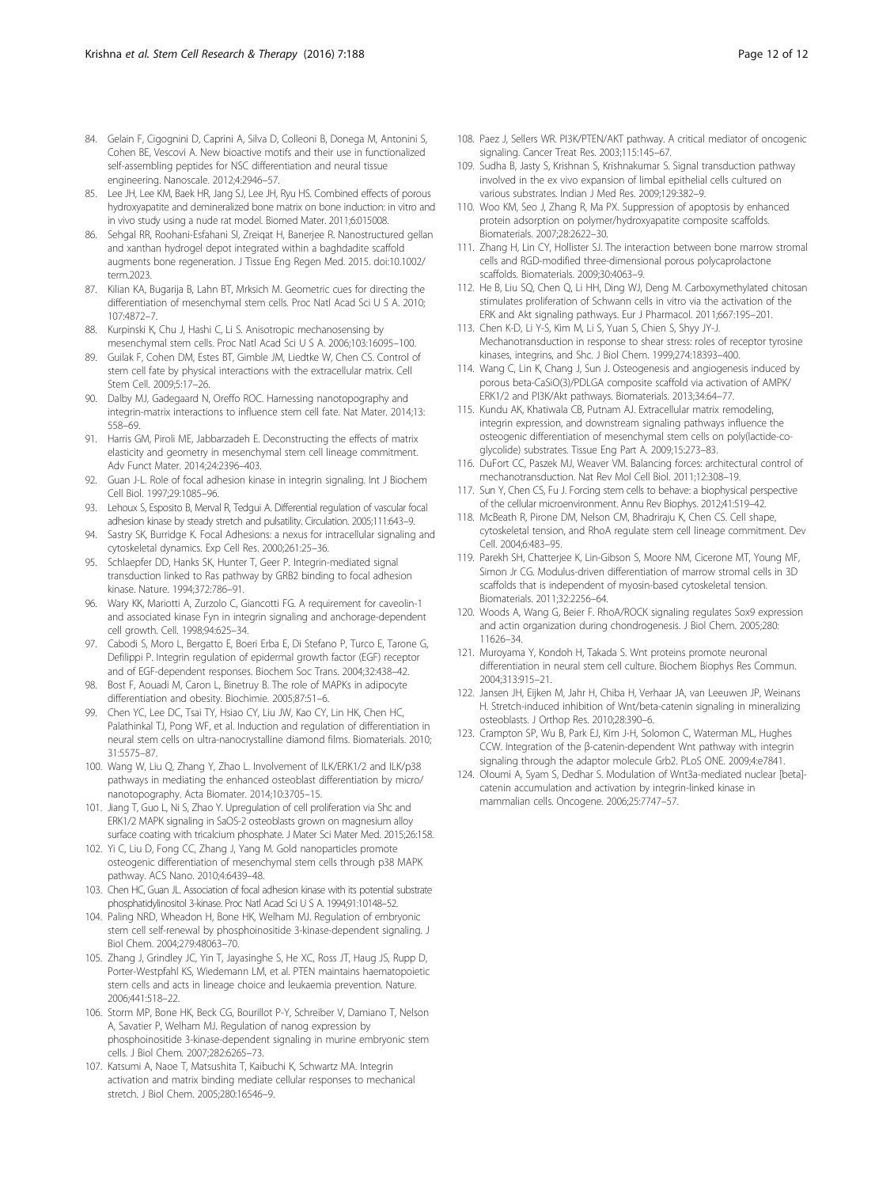84. Gelain F, Cigognini D, Caprini A, Silva D, Colleoni B, Donega M, Antonini S, Cohen BE, Vescovi A. New bioactive motifs and their use in functionalized self-assembling peptides for NSC differentiation and neural tissue engineering. Nanoscale. 2012;4:2946–57.
85. Lee JH, Lee KM, Baek HR, Jang SJ, Lee JH, Ryu HS. Combined effects of porous hydroxyapatite and demineralized bone matrix on bone induction: in vitro and in vivo study using a nude rat model. Biomed Mater. 2011;6:015008.
86. Sehgal RR, Roohani-Esfahani SI, Zreiqat H, Banerjee R. Nanostructured gellan and xanthan hydrogel depot integrated within a baghdadite scaffold augments bone regeneration. J Tissue Eng Regen Med. 2015. doi:10.1002/term.2023.
87. Kilian KA, Bugarija B, Lahn BT, Mrksich M. Geometric cues for directing the differentiation of mesenchymal stem cells. Proc Natl Acad Sci U S A. 2010;107:4872–7.
88. Kurpinski K, Chu J, Hashi C, Li S. Anisotropic mechanosensing by mesenchymal stem cells. Proc Natl Acad Sci U S A. 2006;103:16095–100.
89. Guilak F, Cohen DM, Estes BT, Gimble JM, Liedtke W, Chen CS. Control of stem cell fate by physical interactions with the extracellular matrix. Cell Stem Cell. 2009;5:17–26.
90. Dalby MJ, Gadegaard N, Oreffo ROC. Harnessing nanotopography and integrin-matrix interactions to influence stem cell fate. Nat Mater. 2014;13:558–69.
91. Harris GM, Piroli ME, Jabbarzadeh E. Deconstructing the effects of matrix elasticity and geometry in mesenchymal stem cell lineage commitment. Adv Funct Mater. 2014;24:2396–403.
92. Guan J-L. Role of focal adhesion kinase in integrin signaling. Int J Biochem Cell Biol. 1997;29:1085–96.
93. Lehoux S, Esposito B, Merval R, Tedgui A. Differential regulation of vascular focal adhesion kinase by steady stretch and pulsatility. Circulation. 2005;111:643–9.
94. Sastry SK, Burridge K. Focal Adhesions: a nexus for intracellular signaling and cytoskeletal dynamics. Exp Cell Res. 2000;261:25–36.
95. Schlaepfer DD, Hanks SK, Hunter T, Geer P. Integrin-mediated signal transduction linked to Ras pathway by GRB2 binding to focal adhesion kinase. Nature. 1994;372:786–91.
96. Wary KK, Mariotti A, Zurzolo C, Giancotti FG. A requirement for caveolin-1 and associated kinase Fyn in integrin signaling and anchorage-dependent cell growth. Cell. 1998;94:625–34.
97. Cabodi S, Moro L, Bergatto E, Boeri Erba E, Di Stefano P, Turco E, Tarone G, Defilippi P. Integrin regulation of epidermal growth factor (EGF) receptor and of EGF-dependent responses. Biochem Soc Trans. 2004;32:438–42.
98. Bost F, Aouadi M, Caron L, Binetruy B. The role of MAPKs in adipocyte differentiation and obesity. Biochimie. 2005;87:51–6.
99. Chen YC, Lee DC, Tsai TY, Hsiao CY, Liu JW, Kao CY, Lin HK, Chen HC, Palathinkal TJ, Pong WF, et al. Induction and regulation of differentiation in neural stem cells on ultra-nanocrystalline diamond films. Biomaterials. 2010;31:5575–87.
100. Wang W, Liu Q, Zhang Y, Zhao L. Involvement of ILK/ERK1/2 and ILK/p38 pathways in mediating the enhanced osteoblast differentiation by micro/nanotopography. Acta Biomater. 2014;10:3705–15.
101. Jiang T, Guo L, Ni S, Zhao Y. Upregulation of cell proliferation via Shc and ERK1/2 MAPK signaling in SaOS-2 osteoblasts grown on magnesium alloy surface coating with tricalcium phosphate. J Mater Sci Mater Med. 2015;26:158.
102. Yi C, Liu D, Fong CC, Zhang J, Yang M. Gold nanoparticles promote osteogenic differentiation of mesenchymal stem cells through p38 MAPK pathway. ACS Nano. 2010;4:6439–48.
103. Chen HC, Guan JL. Association of focal adhesion kinase with its potential substrate phosphatidylinositol 3-kinase. Proc Natl Acad Sci U S A. 1994;91:10148–52.
104. Paling NRD, Wheadon H, Bone HK, Welham MJ. Regulation of embryonic stem cell self-renewal by phosphoinositide 3-kinase-dependent signaling. J Biol Chem. 2004;279:48063–70.
105. Zhang J, Grindley JC, Yin T, Jayasinghe S, He XC, Ross JT, Haug JS, Rupp D, Porter-Westpfahl KS, Wiedemann LM, et al. PTEN maintains haematopoietic stem cells and acts in lineage choice and leukaemia prevention. Nature. 2006;441:518–22.
106. Storm MP, Bone HK, Beck CG, Bourillot P-Y, Schreiber V, Damiano T, Nelson A, Savatier P, Welham MJ. Regulation of nanog expression by phosphoinositide 3-kinase-dependent signaling in murine embryonic stem cells. J Biol Chem. 2007;282:6265–73.
107. Katsumi A, Naoe T, Matsushita T, Kaibuchi K, Schwartz MA. Integrin activation and matrix binding mediate cellular responses to mechanical stretch. J Biol Chem. 2005;280:16546–9.
108. Paez J, Sellers WR. PI3K/PTEN/AKT pathway. A critical mediator of oncogenic signaling. Cancer Treat Res. 2003;115:145–67.
109. Sudha B, Jasty S, Krishnan S, Krishnakumar S. Signal transduction pathway involved in the ex vivo expansion of limbal epithelial cells cultured on various substrates. Indian J Med Res. 2009;129:382–9.
110. Woo KM, Seo J, Zhang R, Ma PX. Suppression of apoptosis by enhanced protein adsorption on polymer/hydroxyapatite composite scaffolds. Biomaterials. 2007;28:2622–30.
111. Zhang H, Lin CY, Hollister SJ. The interaction between bone marrow stromal cells and RGD-modified three-dimensional porous polycaprolactone scaffolds. Biomaterials. 2009;30:4063–9.
112. He B, Liu SQ, Chen Q, Li HH, Ding WJ, Deng M. Carboxymethylated chitosan stimulates proliferation of Schwann cells in vitro via the activation of the ERK and Akt signaling pathways. Eur J Pharmacol. 2011;667:195–201.
113. Chen K-D, Li Y-S, Kim M, Li S, Yuan S, Chien S, Shyy JY-J. Mechanotransduction in response to shear stress: roles of receptor tyrosine kinases, integrins, and Shc. J Biol Chem. 1999;274:18393–400.
114. Wang C, Lin K, Chang J, Sun J. Osteogenesis and angiogenesis induced by porous beta-CaSiO(3)/PDLGA composite scaffold via activation of AMPK/ERK1/2 and PI3K/Akt pathways. Biomaterials. 2013;34:64–77.
115. Kundu AK, Khatiwala CB, Putnam AJ. Extracellular matrix remodeling, integrin expression, and downstream signaling pathways influence the osteogenic differentiation of mesenchymal stem cells on poly(lactide-co-glycolide) substrates. Tissue Eng Part A. 2009;15:273–83.
116. DuFort CC, Paszek MJ, Weaver VM. Balancing forces: architectural control of mechanotransduction. Nat Rev Mol Cell Biol. 2011;12:308–19.
117. Sun Y, Chen CS, Fu J. Forcing stem cells to behave: a biophysical perspective of the cellular microenvironment. Annu Rev Biophys. 2012;41:519–42.
118. McBeath R, Pirone DM, Nelson CM, Bhadriraju K, Chen CS. Cell shape, cytoskeletal tension, and RhoA regulate stem cell lineage commitment. Dev Cell. 2004;6:483–95.
119. Parekh SH, Chatterjee K, Lin-Gibson S, Moore NM, Cicerone MT, Young MF, Simon Jr CG. Modulus-driven differentiation of marrow stromal cells in 3D scaffolds that is independent of myosin-based cytoskeletal tension. Biomaterials. 2011;32:2256–64.
120. Woods A, Wang G, Beier F. RhoA/ROCK signaling regulates Sox9 expression and actin organization during chondrogenesis. J Biol Chem. 2005;280:11626–34.
121. Muroyama Y, Kondoh H, Takada S. Wnt proteins promote neuronal differentiation in neural stem cell culture. Biochem Biophys Res Commun. 2004;313:915–21.
122. Jansen JH, Eijken M, Jahr H, Chiba H, Verhaar JA, van Leeuwen JP, Weinans H. Stretch-induced inhibition of Wnt/beta-catenin signaling in mineralizing osteoblasts. J Orthop Res. 2010;28:390–6.
123. Crampton SP, Wu B, Park EJ, Kim J-H, Solomon C, Waterman ML, Hughes CCW. Integration of the β-catenin-dependent Wnt pathway with integrin signaling through the adaptor molecule Grb2. PLoS ONE. 2009;4:e7841.
124. Oloumi A, Syam S, Dedhar S. Modulation of Wnt3a-mediated nuclear [beta]-catenin accumulation and activation by integrin-linked kinase in mammalian cells. Oncogene. 2006;25:7747–57.